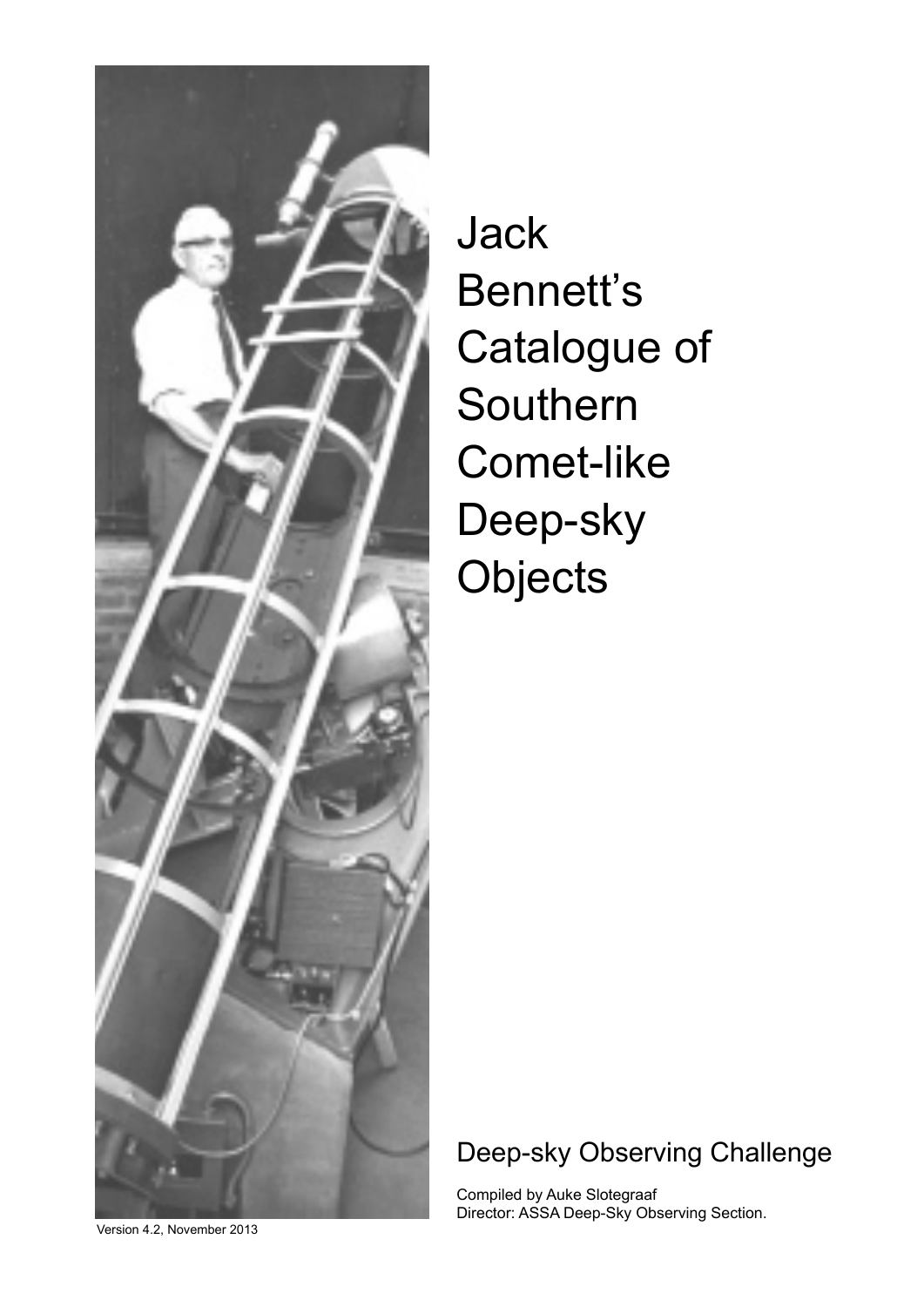# Jack Bennett's Catalogue of Southern Comet-like Deep-sky Objects

## Deep-sky Observing Challenge

Compiled by Auke Slotegraaf
Director: ASSA Deep-Sky Observing Section.

Version 4.2, November 2013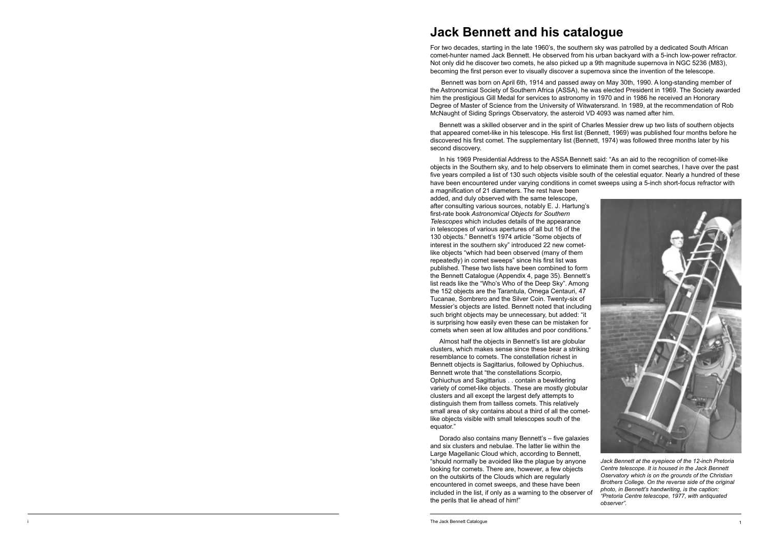# Jack Bennett and his catalogue

For two decades, starting in the late 1960's, the southern sky was patrolled by a dedicated South African comet-hunter named Jack Bennett. He observed from his urban backyard with a 5-inch low-power refractor. Not only did he discover two comets, he also picked up a 9th magnitude supernova in NGC 5236 (M83), becoming the first person ever to visually discover a supernova since the invention of the telescope.

Bennett was born on April 6th, 1914 and passed away on May 30th, 1990. A long-standing member of the Astronomical Society of Southern Africa (ASSA), he was elected President in 1969. The Society awarded him the prestigious Gill Medal for services to astronomy in 1970 and in 1986 he received an Honorary Degree of Master of Science from the University of Witwatersrand. In 1989, at the recommendation of Rob McNaught of Siding Springs Observatory, the asteroid VD 4093 was named after him.

Bennett was a skilled observer and in the spirit of Charles Messier drew up two lists of southern objects that appeared comet-like in his telescope. His first list (Bennett, 1969) was published four months before he discovered his first comet. The supplementary list (Bennett, 1974) was followed three months later by his second discovery.

In his 1969 Presidential Address to the ASSA Bennett said: "As an aid to the recognition of comet-like objects in the Southern sky, and to help observers to eliminate them in comet searches, I have over the past five years compiled a list of 130 such objects visible south of the celestial equator. Nearly a hundred of these have been encountered under varying conditions in comet sweeps using a 5-inch short-focus refractor with a magnification of 21 diameters. The rest have been added, and duly observed with the same telescope, after consulting various sources, notably E. J. Hartung's first-rate book *Astronomical Objects for Southern Telescopes* which includes details of the appearance in telescopes of various apertures of all but 16 of the 130 objects." Bennett's 1974 article "Some objects of interest in the southern sky" introduced 22 new comet-like objects "which had been observed (many of them repeatedly) in comet sweeps" since his first list was published. These two lists have been combined to form the Bennett Catalogue (Appendix 4, page 35). Bennett's list reads like the "Who's Who of the Deep Sky". Among the 152 objects are the Tarantula, Omega Centauri, 47 Tucanae, Sombrero and the Silver Coin. Twenty-six of Messier's objects are listed. Bennett noted that including such bright objects may be unnecessary, but added: "it is surprising how easily even these can be mistaken for comets when seen at low altitudes and poor conditions."

Almost half the objects in Bennett's list are globular clusters, which makes sense since these bear a striking resemblance to comets. The constellation richest in Bennett objects is Sagittarius, followed by Ophiuchus. Bennett wrote that "the constellations Scorpio, Ophiuchus and Sagittarius . . contain a bewildering variety of comet-like objects. These are mostly globular clusters and all except the largest defy attempts to distinguish them from tailless comets. This relatively small area of sky contains about a third of all the comet-like objects visible with small telescopes south of the equator."

Dorado also contains many Bennett's – five galaxies and six clusters and nebulae. The latter lie within the Large Magellanic Cloud which, according to Bennett, "should normally be avoided like the plague by anyone looking for comets. There are, however, a few objects on the outskirts of the Clouds which are regularly encountered in comet sweeps, and these have been included in the list, if only as a warning to the observer of the perils that lie ahead of him!"

*Jack Bennett at the eyepiece of the 12-inch Pretoria Centre telescope. It is housed in the Jack Bennett Oservatory which is on the grounds of the Christian Brothers College. On the reverse side of the original photo, in Bennett's handwriting, is the caption: "Pretoria Centre telescope, 1977, with antiquated observer".*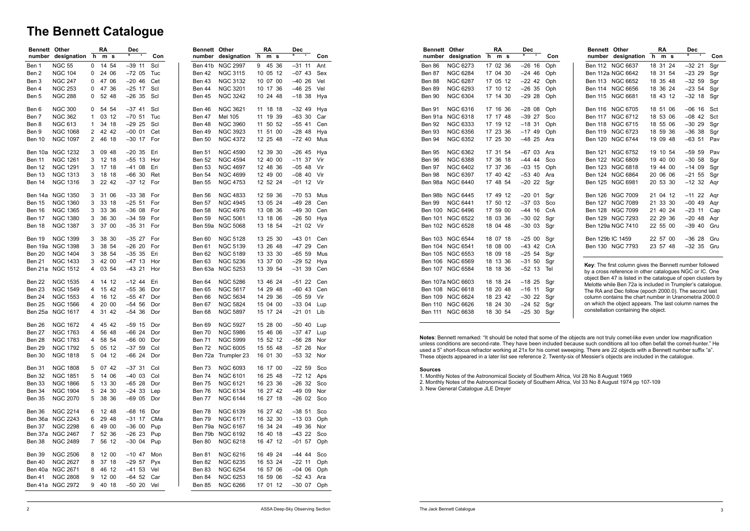# The Bennett Catalogue

| Bennett number | Other designation | RA h m s | Dec ° ' | Con |
|---|---|---|---|---|
| Ben 1 | NGC 55 | 0 14 54 | –39 11 | Scl |
| Ben 2 | NGC 104 | 0 24 06 | –72 05 | Tuc |
| Ben 3 | NGC 247 | 0 47 06 | –20 46 | Cet |
| Ben 4 | NGC 253 | 0 47 36 | –25 17 | Scl |
| Ben 5 | NGC 288 | 0 52 48 | –26 35 | Scl |
| Ben 6 | NGC 300 | 0 54 54 | –37 41 | Scl |
| Ben 7 | NGC 362 | 1 03 12 | –70 51 | Tuc |
| Ben 8 | NGC 613 | 1 34 18 | –29 25 | Scl |
| Ben 9 | NGC 1068 | 2 42 42 | –00 01 | Cet |
| Ben 10 | NGC 1097 | 2 46 18 | –30 17 | For |
| Ben 10a | NGC 1232 | 3 09 48 | –20 35 | Eri |
| Ben 11 | NGC 1261 | 3 12 18 | –55 13 | Hor |
| Ben 12 | NGC 1291 | 3 17 18 | –41 08 | Eri |
| Ben 13 | NGC 1313 | 3 18 18 | –66 30 | Ret |
| Ben 14 | NGC 1316 | 3 22 42 | –37 12 | For |
| Ben 14a | NGC 1350 | 3 31 06 | –33 38 | For |
| Ben 15 | NGC 1360 | 3 33 18 | –25 51 | For |
| Ben 16 | NGC 1365 | 3 33 36 | –36 08 | For |
| Ben 17 | NGC 1380 | 3 36 30 | –34 59 | For |
| Ben 18 | NGC 1387 | 3 37 00 | –35 31 | For |
| Ben 19 | NGC 1399 | 3 38 30 | –35 27 | For |
| Ben 19a | NGC 1398 | 3 38 54 | –26 20 | For |
| Ben 20 | NGC 1404 | 3 38 54 | –35 35 | Eri |
| Ben 21 | NGC 1433 | 3 42 00 | –47 13 | Hor |
| Ben 21a | NGC 1512 | 4 03 54 | –43 21 | Hor |
| Ben 22 | NGC 1535 | 4 14 12 | –12 44 | Eri |
| Ben 23 | NGC 1549 | 4 15 42 | –55 36 | Dor |
| Ben 24 | NGC 1553 | 4 16 12 | –55 47 | Dor |
| Ben 25 | NGC 1566 | 4 20 00 | –54 56 | Dor |
| Ben 25a | NGC 1617 | 4 31 42 | –54 36 | Dor |
| Ben 26 | NGC 1672 | 4 45 42 | –59 15 | Dor |
| Ben 27 | NGC 1763 | 4 56 48 | –66 24 | Dor |
| Ben 28 | NGC 1783 | 4 58 54 | –66 00 | Dor |
| Ben 29 | NGC 1792 | 5 05 12 | –37 59 | Col |
| Ben 30 | NGC 1818 | 5 04 12 | –66 24 | Dor |
| Ben 31 | NGC 1808 | 5 07 42 | –37 31 | Col |
| Ben 32 | NGC 1851 | 5 14 06 | –40 03 | Col |
| Ben 33 | NGC 1866 | 5 13 30 | –65 28 | Dor |
| Ben 34 | NGC 1904 | 5 24 30 | –24 33 | Lep |
| Ben 35 | NGC 2070 | 5 38 36 | –69 05 | Dor |
| Ben 36 | NGC 2214 | 6 12 48 | –68 16 | Dor |
| Ben 36a | NGC 2243 | 6 29 48 | –31 17 | CMa |
| Ben 37 | NGC 2298 | 6 49 00 | –36 00 | Pup |
| Ben 37a | NGC 2467 | 7 52 36 | –26 23 | Pup |
| Ben 38 | NGC 2489 | 7 56 12 | –30 04 | Pup |
| Ben 39 | NGC 2506 | 8 12 00 | –10 47 | Mon |
| Ben 40 | NGC 2627 | 8 37 18 | –29 57 | Pyx |
| Ben 40a | NGC 2671 | 8 46 12 | –41 53 | Vel |
| Ben 41 | NGC 2808 | 9 12 00 | –64 52 | Car |
| Ben 41a | NGC 2972 | 9 40 18 | –50 20 | Vel |
| Ben 41b | NGC 2997 | 9 45 36 | –31 11 | Ant |
| Ben 42 | NGC 3115 | 10 05 12 | –07 43 | Sex |
| Ben 43 | NGC 3132 | 10 07 00 | –40 26 | Vel |
| Ben 44 | NGC 3201 | 10 17 36 | –46 25 | Vel |
| Ben 45 | NGC 3242 | 10 24 48 | –18 38 | Hya |
| Ben 46 | NGC 3621 | 11 18 18 | –32 49 | Hya |
| Ben 47 | Mel 105 | 11 19 39 | –63 30 | Car |
| Ben 48 | NGC 3960 | 11 50 52 | –55 41 | Cen |
| Ben 49 | NGC 3923 | 11 51 00 | –28 48 | Hya |
| Ben 50 | NGC 4372 | 12 25 48 | –72 40 | Mus |
| Ben 51 | NGC 4590 | 12 39 30 | –26 45 | Hya |
| Ben 52 | NGC 4594 | 12 40 00 | –11 37 | Vir |
| Ben 53 | NGC 4697 | 12 48 36 | –05 48 | Vir |
| Ben 54 | NGC 4699 | 12 49 00 | –08 40 | Vir |
| Ben 55 | NGC 4753 | 12 52 24 | –01 12 | Vir |
| Ben 56 | NGC 4833 | 12 59 36 | –70 53 | Mus |
| Ben 57 | NGC 4945 | 13 05 24 | –49 28 | Cen |
| Ben 58 | NGC 4976 | 13 08 36 | –49 30 | Cen |
| Ben 59 | NGC 5061 | 13 18 06 | –26 50 | Hya |
| Ben 59a | NGC 5068 | 13 18 54 | –21 02 | Vir |
| Ben 60 | NGC 5128 | 13 25 30 | –43 01 | Cen |
| Ben 61 | NGC 5139 | 13 26 48 | –47 29 | Cen |
| Ben 62 | NGC 5189 | 13 33 30 | –65 59 | Mus |
| Ben 63 | NGC 5236 | 13 37 00 | –29 52 | Hya |
| Ben 63a | NGC 5253 | 13 39 54 | –31 39 | Cen |
| Ben 64 | NGC 5286 | 13 46 24 | –51 22 | Cen |
| Ben 65 | NGC 5617 | 14 29 48 | –60 43 | Cen |
| Ben 66 | NGC 5634 | 14 29 36 | –05 59 | Vir |
| Ben 67 | NGC 5824 | 15 04 00 | –33 04 | Lup |
| Ben 68 | NGC 5897 | 15 17 24 | –21 01 | Lib |
| Ben 69 | NGC 5927 | 15 28 00 | –50 40 | Lup |
| Ben 70 | NGC 5986 | 15 46 06 | –37 47 | Lup |
| Ben 71 | NGC 5999 | 15 52 12 | –56 28 | Nor |
| Ben 72 | NGC 6005 | 15 55 48 | –57 26 | Nor |
| Ben 72a | Trumpler 23 | 16 01 30 | –53 32 | Nor |
| Ben 73 | NGC 6093 | 16 17 00 | –22 59 | Sco |
| Ben 74 | NGC 6101 | 16 25 48 | –72 12 | Aps |
| Ben 75 | NGC 6121 | 16 23 36 | –26 32 | Sco |
| Ben 76 | NGC 6134 | 16 27 42 | –49 09 | Nor |
| Ben 77 | NGC 6144 | 16 27 18 | –26 02 | Sco |
| Ben 78 | NGC 6139 | 16 27 42 | –38 51 | Sco |
| Ben 79 | NGC 6171 | 16 32 30 | –13 03 | Oph |
| Ben 79a | NGC 6167 | 16 34 24 | –49 36 | Nor |
| Ben 79b | NGC 6192 | 16 40 18 | –43 22 | Sco |
| Ben 80 | NGC 6218 | 16 47 12 | –01 57 | Oph |
| Ben 81 | NGC 6216 | 16 49 24 | –44 44 | Sco |
| Ben 82 | NGC 6235 | 16 53 24 | –22 11 | Oph |
| Ben 83 | NGC 6254 | 16 57 06 | –04 06 | Oph |
| Ben 84 | NGC 6253 | 16 59 06 | –52 43 | Ara |
| Ben 85 | NGC 6266 | 17 01 12 | –30 07 | Oph |
| Ben 86 | NGC 6273 | 17 02 36 | –26 16 | Oph |
| Ben 87 | NGC 6284 | 17 04 30 | –24 46 | Oph |
| Ben 88 | NGC 6287 | 17 05 12 | –22 42 | Oph |
| Ben 89 | NGC 6293 | 17 10 12 | –26 35 | Oph |
| Ben 90 | NGC 6304 | 17 14 30 | –29 28 | Oph |
| Ben 91 | NGC 6316 | 17 16 36 | –28 08 | Oph |
| Ben 91a | NGC 6318 | 17 17 48 | –39 27 | Sco |
| Ben 92 | NGC 6333 | 17 19 12 | –18 31 | Oph |
| Ben 93 | NGC 6356 | 17 23 36 | –17 49 | Oph |
| Ben 94 | NGC 6352 | 17 25 30 | –48 25 | Ara |
| Ben 95 | NGC 6362 | 17 31 54 | –67 03 | Ara |
| Ben 96 | NGC 6388 | 17 36 18 | –44 44 | Sco |
| Ben 97 | NGC 6402 | 17 37 36 | –03 15 | Oph |
| Ben 98 | NGC 6397 | 17 40 42 | –53 40 | Ara |
| Ben 98a | NGC 6440 | 17 48 54 | –20 22 | Sgr |
| Ben 98b | NGC 6445 | 17 49 12 | –20 01 | Sgr |
| Ben 99 | NGC 6441 | 17 50 12 | –37 03 | Sco |
| Ben 100 | NGC 6496 | 17 59 00 | –44 16 | CrA |
| Ben 101 | NGC 6522 | 18 03 36 | –30 02 | Sgr |
| Ben 102 | NGC 6528 | 18 04 48 | –30 03 | Sgr |
| Ben 103 | NGC 6544 | 18 07 18 | –25 00 | Sgr |
| Ben 104 | NGC 6541 | 18 08 00 | –43 42 | CrA |
| Ben 105 | NGC 6553 | 18 09 18 | –25 54 | Sgr |
| Ben 106 | NGC 6569 | 18 13 36 | –31 50 | Sgr |
| Ben 107 | NGC 6584 | 18 18 36 | –52 13 | Tel |
| Ben 107a | NGC 6603 | 18 18 24 | –18 25 | Sgr |
| Ben 108 | NGC 6618 | 18 20 48 | –16 11 | Sgr |
| Ben 109 | NGC 6624 | 18 23 42 | –30 22 | Sgr |
| Ben 110 | NGC 6626 | 18 24 30 | –24 52 | Sgr |
| Ben 111 | NGC 6638 | 18 30 54 | –25 30 | Sgr |
| Ben 112 | NGC 6637 | 18 31 24 | –32 21 | Sgr |
| Ben 112a | NGC 6642 | 18 31 54 | –23 29 | Sgr |
| Ben 113 | NGC 6652 | 18 35 48 | –32 59 | Sgr |
| Ben 114 | NGC 6656 | 18 36 24 | –23 54 | Sgr |
| Ben 115 | NGC 6681 | 18 43 12 | –32 18 | Sgr |
| Ben 116 | NGC 6705 | 18 51 06 | –06 16 | Sct |
| Ben 117 | NGC 6712 | 18 53 06 | –08 42 | Sct |
| Ben 118 | NGC 6715 | 18 55 06 | –30 29 | Sgr |
| Ben 119 | NGC 6723 | 18 59 36 | –36 38 | Sgr |
| Ben 120 | NGC 6744 | 19 09 48 | –63 51 | Pav |
| Ben 121 | NGC 6752 | 19 10 54 | –59 59 | Pav |
| Ben 122 | NGC 6809 | 19 40 00 | –30 58 | Sgr |
| Ben 123 | NGC 6818 | 19 44 00 | –14 09 | Sgr |
| Ben 124 | NGC 6864 | 20 06 06 | –21 55 | Sgr |
| Ben 125 | NGC 6981 | 20 53 30 | –12 32 | Aqr |
| Ben 126 | NGC 7009 | 21 04 12 | –11 22 | Aqr |
| Ben 127 | NGC 7089 | 21 33 30 | –00 49 | Aqr |
| Ben 128 | NGC 7099 | 21 40 24 | –23 11 | Cap |
| Ben 129 | NGC 7293 | 22 29 36 | –20 48 | Aqr |
| Ben 129a | NGC 7410 | 22 55 00 | –39 40 | Gru |
| Ben 129b | IC 1459 | 22 57 00 | –36 28 | Gru |
| Ben 130 | NGC 7793 | 23 57 48 | –32 35 | Gru |

**Key**: The first column gives the Bennett number followed by a cross reference in other catalogues NGC or IC. One object Ben 47 is listed in the catalogue of open clusters by Melotte while Ben 72a is included in Trumpler's catalogue. The RA and Dec follow (epoch 2000.0). The second last column contains the chart number in Uranometria 2000.0 on which the object appears. The last column names the constellation containing the object.

**Notes**: Bennett remarked: "It should be noted that some of the objects are not truly comet-like even under low magnification unless conditions are second-rate. They have been included because such conditions all too often befall the comet-hunter." He used a 5" short-focus refractor working at 21x for his comet sweeping. There are 22 objects with a Bennett number suffix "a". These objects appeared in a later list see reference 2. Twenty-six of Messier's objects are included in the catalogue.

**Sources**

1. Monthly Notes of the Astronomical Society of Southern Africa, Vol 28 No 8 August 1969
2. Monthly Notes of the Astronomical Society of Southern Africa, Vol 33 No 8 August 1974 pp 107-109
3. New General Catalogue JLE Dreyer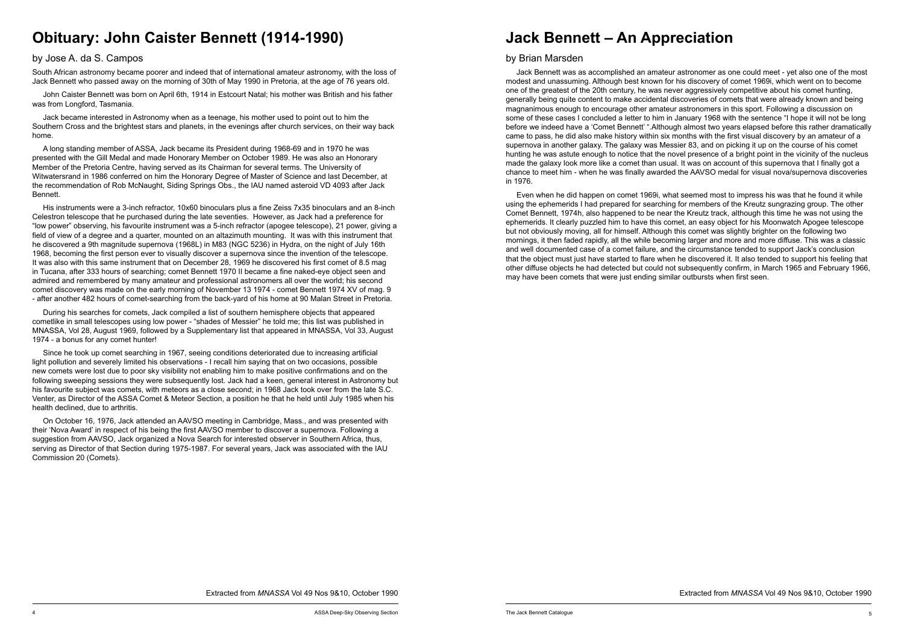# Obituary: John Caister Bennett (1914-1990)

by Jose A. da S. Campos

South African astronomy became poorer and indeed that of international amateur astronomy, with the loss of Jack Bennett who passed away on the morning of 30th of May 1990 in Pretoria, at the age of 76 years old.

John Caister Bennett was born on April 6th, 1914 in Estcourt Natal; his mother was British and his father was from Longford, Tasmania.

Jack became interested in Astronomy when as a teenage, his mother used to point out to him the Southern Cross and the brightest stars and planets, in the evenings after church services, on their way back home.

A long standing member of ASSA, Jack became its President during 1968-69 and in 1970 he was presented with the Gill Medal and made Honorary Member on October 1989. He was also an Honorary Member of the Pretoria Centre, having served as its Chairman for several terms. The University of Witwatersrand in 1986 conferred on him the Honorary Degree of Master of Science and last December, at the recommendation of Rob McNaught, Siding Springs Obs., the IAU named asteroid VD 4093 after Jack Bennett.

His instruments were a 3-inch refractor, 10x60 binoculars plus a fine Zeiss 7x35 binoculars and an 8-inch Celestron telescope that he purchased during the late seventies. However, as Jack had a preference for "low power" observing, his favourite instrument was a 5-inch refractor (apogee telescope), 21 power, giving a field of view of a degree and a quarter, mounted on an altazimuth mounting. It was with this instrument that he discovered a 9th magnitude supernova (1968L) in M83 (NGC 5236) in Hydra, on the night of July 16th 1968, becoming the first person ever to visually discover a supernova since the invention of the telescope. It was also with this same instrument that on December 28, 1969 he discovered his first comet of 8.5 mag in Tucana, after 333 hours of searching; comet Bennett 1970 II became a fine naked-eye object seen and admired and remembered by many amateur and professional astronomers all over the world; his second comet discovery was made on the early morning of November 13 1974 - comet Bennett 1974 XV of mag. 9 - after another 482 hours of comet-searching from the back-yard of his home at 90 Malan Street in Pretoria.

During his searches for comets, Jack compiled a list of southern hemisphere objects that appeared cometlike in small telescopes using low power - "shades of Messier" he told me; this list was published in MNASSA, Vol 28, August 1969, followed by a Supplementary list that appeared in MNASSA, Vol 33, August 1974 - a bonus for any comet hunter!

Since he took up comet searching in 1967, seeing conditions deteriorated due to increasing artificial light pollution and severely limited his observations - I recall him saying that on two occasions, possible new comets were lost due to poor sky visibility not enabling him to make positive confirmations and on the following sweeping sessions they were subsequently lost. Jack had a keen, general interest in Astronomy but his favourite subject was comets, with meteors as a close second; in 1968 Jack took over from the late S.C. Venter, as Director of the ASSA Comet & Meteor Section, a position he that he held until July 1985 when his health declined, due to arthritis.

On October 16, 1976, Jack attended an AAVSO meeting in Cambridge, Mass., and was presented with their 'Nova Award' in respect of his being the first AAVSO member to discover a supernova. Following a suggestion from AAVSO, Jack organized a Nova Search for interested observer in Southern Africa, thus, serving as Director of that Section during 1975-1987. For several years, Jack was associated with the IAU Commission 20 (Comets).

Extracted from *MNASSA* Vol 49 Nos 9&10, October 1990

# Jack Bennett – An Appreciation

by Brian Marsden

Jack Bennett was as accomplished an amateur astronomer as one could meet - yet also one of the most modest and unassuming. Although best known for his discovery of comet 1969i, which went on to become one of the greatest of the 20th century, he was never aggressively competitive about his comet hunting, generally being quite content to make accidental discoveries of comets that were already known and being magnanimous enough to encourage other amateur astronomers in this sport. Following a discussion on some of these cases I concluded a letter to him in January 1968 with the sentence "I hope it will not be long before we indeed have a 'Comet Bennett' ".Although almost two years elapsed before this rather dramatically came to pass, he did also make history within six months with the first visual discovery by an amateur of a supernova in another galaxy. The galaxy was Messier 83, and on picking it up on the course of his comet hunting he was astute enough to notice that the novel presence of a bright point in the vicinity of the nucleus made the galaxy look more like a comet than usual. It was on account of this supernova that I finally got a chance to meet him - when he was finally awarded the AAVSO medal for visual nova/supernova discoveries in 1976.

Even when he did happen on comet 1969i, what seemed most to impress his was that he found it while using the ephemerids I had prepared for searching for members of the Kreutz sungrazing group. The other Comet Bennett, 1974h, also happened to be near the Kreutz track, although this time he was not using the ephemerids. It clearly puzzled him to have this comet, an easy object for his Moonwatch Apogee telescope but not obviously moving, all for himself. Although this comet was slightly brighter on the following two mornings, it then faded rapidly, all the while becoming larger and more and more diffuse. This was a classic and well documented case of a comet failure, and the circumstance tended to support Jack's conclusion that the object must just have started to flare when he discovered it. It also tended to support his feeling that other diffuse objects he had detected but could not subsequently confirm, in March 1965 and February 1966, may have been comets that were just ending similar outbursts when first seen.

Extracted from *MNASSA* Vol 49 Nos 9&10, October 1990